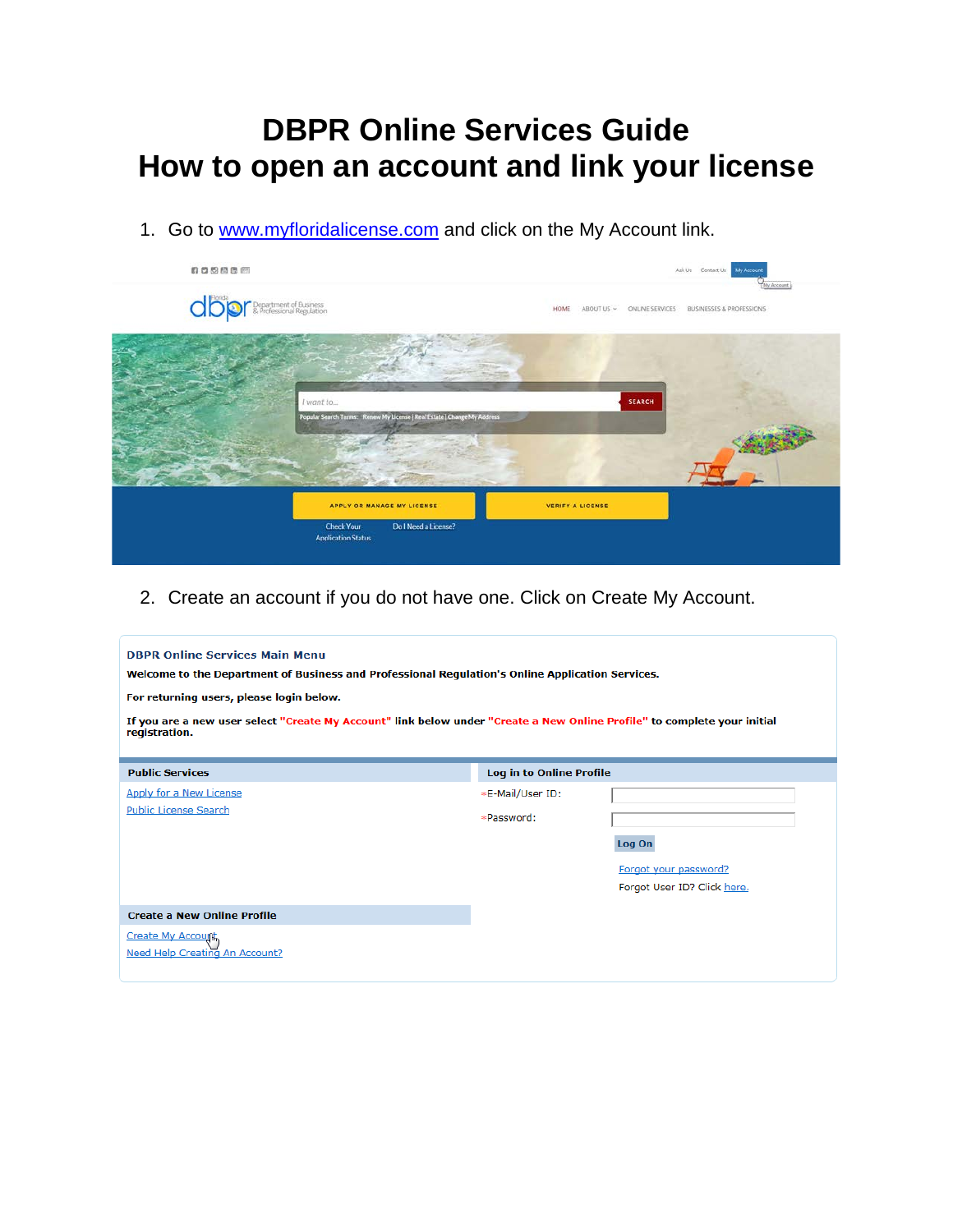# DBPR Online Services Guide
# How to open an account and link your license

1. Go to www.myfloridalicense.com and click on the My Account link.

2. Create an account if you do not have one. Click on Create My Account.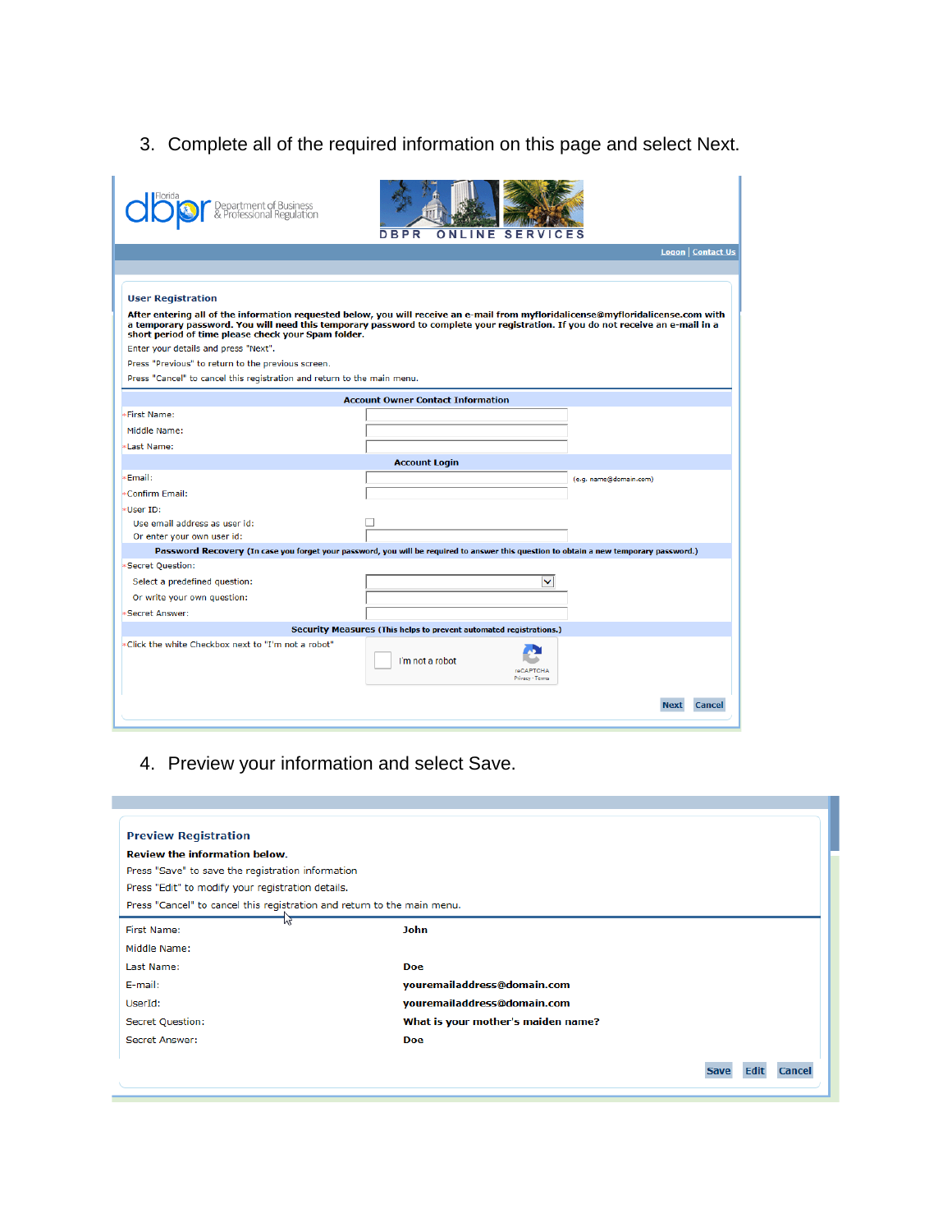3. Complete all of the required information on this page and select Next.

Florida dbpr Department of Business & Professional Regulation

DBPR ONLINE SERVICES

Logon | Contact Us

**User Registration**

**After entering all of the information requested below, you will receive an e-mail from myfloridalicense@myfloridalicense.com with a temporary password. You will need this temporary password to complete your registration. If you do not receive an e-mail in a short period of time please check your Spam folder.**

Enter your details and press "Next".

Press "Previous" to return to the previous screen.

Press "Cancel" to cancel this registration and return to the main menu.

**Account Owner Contact Information**

*First Name:

Middle Name:

*Last Name:

**Account Login**

*Email: (e.g. name@domain.com)

*Confirm Email:

*User ID:

Use email address as user id:

Or enter your own user id:

**Password Recovery** (In case you forget your password, you will be required to answer this question to obtain a new temporary password.)

*Secret Question:

Select a predefined question:

Or write your own question:

*Secret Answer:

**Security Measures** (This helps to prevent automated registrations.)

*Click the white Checkbox next to "I'm not a robot"

I'm not a robot

reCAPTCHA
Privacy - Terms

Next Cancel

4. Preview your information and select Save.

**Preview Registration**

**Review the information below.**

Press "Save" to save the registration information

Press "Edit" to modify your registration details.

Press "Cancel" to cancel this registration and return to the main menu.

| | |
|---|---|
| First Name: | **John** |
| Middle Name: | |
| Last Name: | **Doe** |
| E-mail: | **youremailaddress@domain.com** |
| UserId: | **youremailaddress@domain.com** |
| Secret Question: | **What is your mother's maiden name?** |
| Secret Answer: | **Doe** |

Save Edit Cancel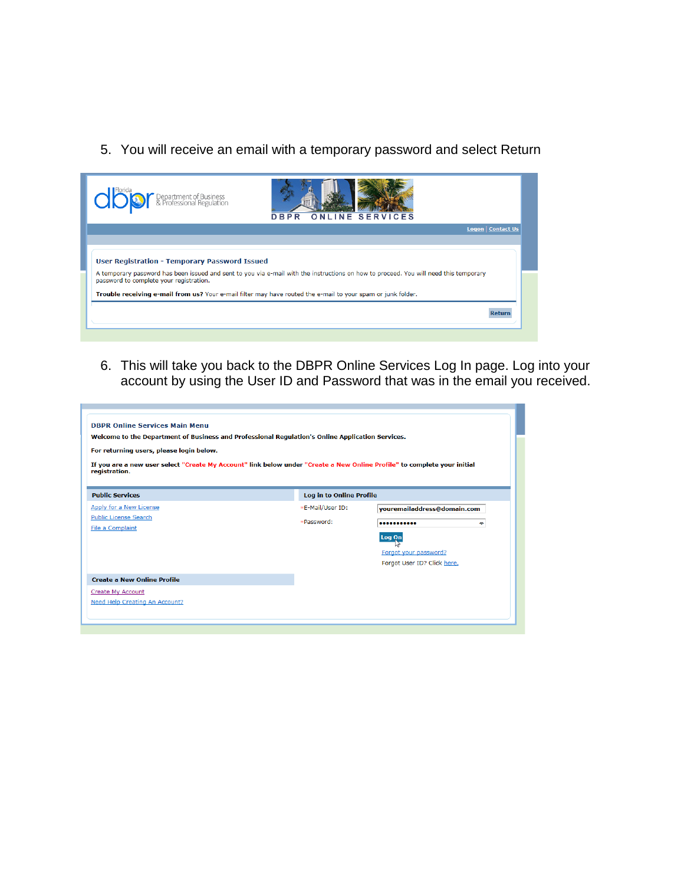5. You will receive an email with a temporary password and select Return

dbpr Florida Department of Business & Professional Regulation

DBPR ONLINE SERVICES

Logon | Contact Us

**User Registration - Temporary Password Issued**

A temporary password has been issued and sent to you via e-mail with the instructions on how to proceed. You will need this temporary password to complete your registration.

**Trouble receiving e-mail from us?** Your e-mail filter may have routed the e-mail to your spam or junk folder.

Return

6. This will take you back to the DBPR Online Services Log In page. Log into your account by using the User ID and Password that was in the email you received.

**DBPR Online Services Main Menu**

**Welcome to the Department of Business and Professional Regulation's Online Application Services.**

**For returning users, please login below.**

**If you are a new user select "Create My Account" link below under "Create a New Online Profile" to complete your initial registration.**

**Public Services**

Apply for a New License

Public License Search

File a Complaint

**Log in to Online Profile**

*E-Mail/User ID: youremailaddress@domain.com

*Password: ●●●●●●●●●●●

Log On

Forgot your password?

Forgot User ID? Click here.

**Create a New Online Profile**

Create My Account

Need Help Creating An Account?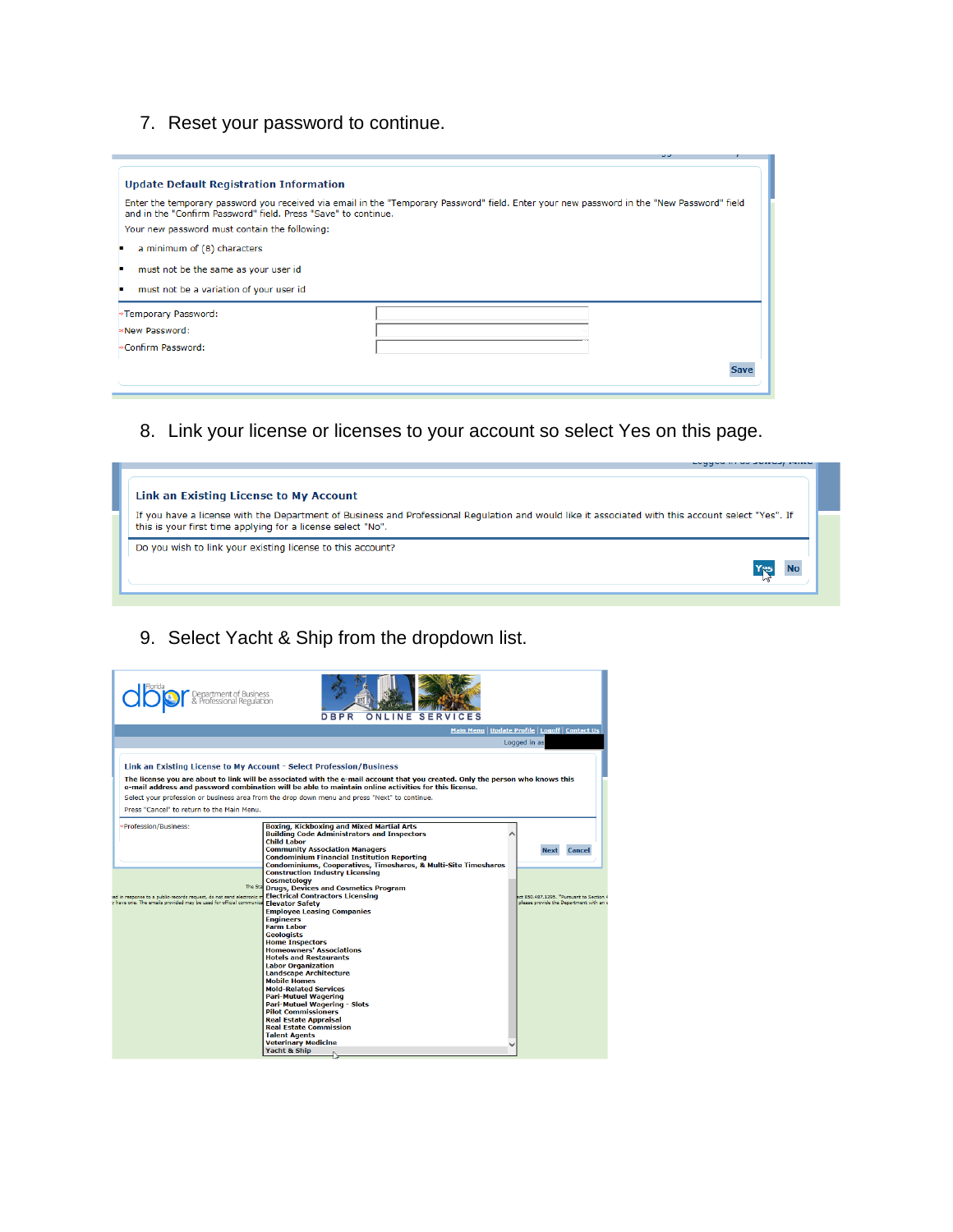7. Reset your password to continue.

**Update Default Registration Information**

Enter the temporary password you received via email in the "Temporary Password" field. Enter your new password in the "New Password" field and in the "Confirm Password" field. Press "Save" to continue.

Your new password must contain the following:

- a minimum of (8) characters
- must not be the same as your user id
- must not be a variation of your user id

*Temporary Password:

*New Password:

*Confirm Password:

Save

8. Link your license or licenses to your account so select Yes on this page.

**Link an Existing License to My Account**

If you have a license with the Department of Business and Professional Regulation and would like it associated with this account select "Yes". If this is your first time applying for a license select "No".

Do you wish to link your existing license to this account?

Yes No

9. Select Yacht & Ship from the dropdown list.

Florida dbpr Department of Business & Professional Regulation

DBPR ONLINE SERVICES

Main Menu | Update Profile | Logoff | Contact Us

Logged in as

**Link an Existing License to My Account - Select Profession/Business**

**The license you are about to link will be associated with the e-mail account that you created. Only the person who knows this e-mail address and password combination will be able to maintain online activities for this license.**

Select your profession or business area from the drop down menu and press "Next" to continue.

Press "Cancel" to return to the Main Menu.

*Profession/Business:

- Boxing, Kickboxing and Mixed Martial Arts
- Building Code Administrators and Inspectors
- Child Labor
- Community Association Managers
- Condominium Financial Institution Reporting
- Condominiums, Cooperatives, Timeshares, & Multi-Site Timeshares
- Construction Industry Licensing
- Cosmetology
- Drugs, Devices and Cosmetics Program
- Electrical Contractors Licensing
- Elevator Safety
- Employee Leasing Companies
- Engineers
- Farm Labor
- Geologists
- Home Inspectors
- Homeowners' Associations
- Hotels and Restaurants
- Labor Organization
- Landscape Architecture
- Mobile Homes
- Mold-Related Services
- Pari-Mutuel Wagering
- Pari-Mutuel Wagering - Slots
- Pilot Commissioners
- Real Estate Appraisal
- Real Estate Commission
- Talent Agents
- Veterinary Medicine
- Yacht & Ship

Next Cancel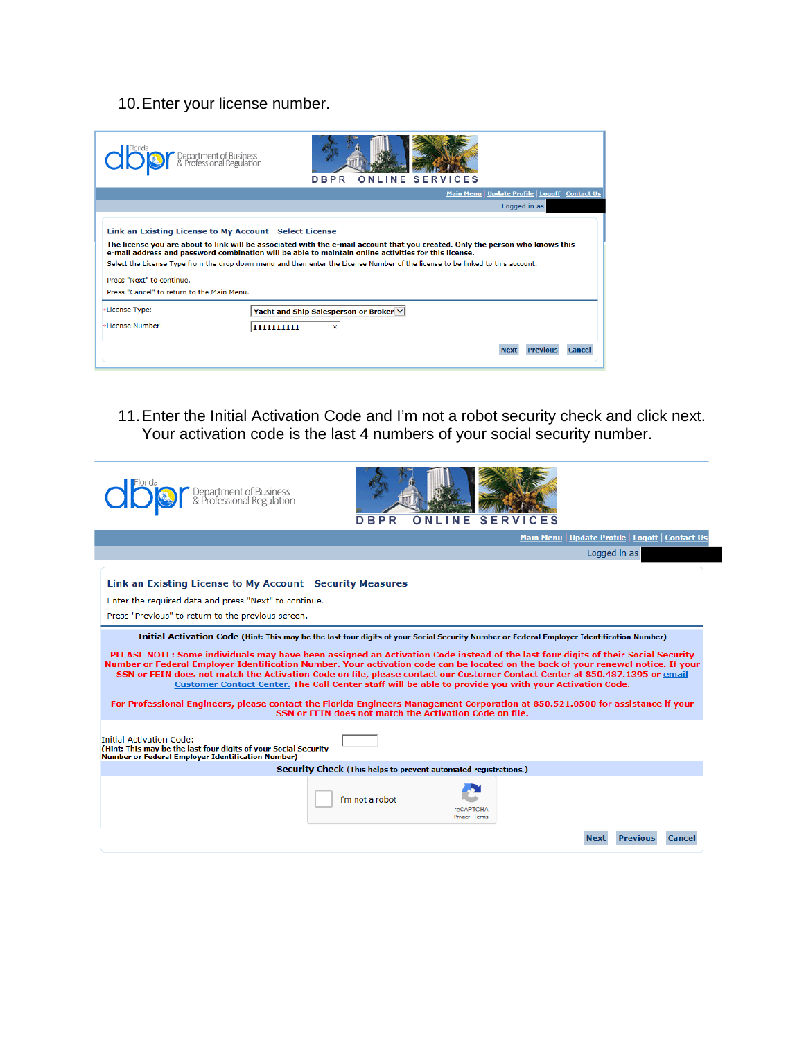10. Enter your license number.

dbpr Florida Department of Business & Professional Regulation

DBPR ONLINE SERVICES

Main Menu | Update Profile | Logoff | Contact Us

Logged in as

**Link an Existing License to My Account - Select License**

**The license you are about to link will be associated with the e-mail account that you created. Only the person who knows this e-mail address and password combination will be able to maintain online activities for this license.**

Select the License Type from the drop down menu and then enter the License Number of the license to be linked to this account.

Press "Next" to continue.

Press "Cancel" to return to the Main Menu.

License Type: Yacht and Ship Salesperson or Broker

License Number: 1111111111

Next | Previous | Cancel

11. Enter the Initial Activation Code and I'm not a robot security check and click next. Your activation code is the last 4 numbers of your social security number.

dbpr Florida Department of Business & Professional Regulation

DBPR ONLINE SERVICES

Main Menu | Update Profile | Logoff | Contact Us

Logged in as

**Link an Existing License to My Account - Security Measures**

Enter the required data and press "Next" to continue.

Press "Previous" to return to the previous screen.

**Initial Activation Code** (**Hint: This may be the last four digits of your Social Security Number or Federal Employer Identification Number**)

**PLEASE NOTE: Some individuals may have been assigned an Activation Code instead of the last four digits of their Social Security Number or Federal Employer Identification Number. Your activation code can be located on the back of your renewal notice. If your SSN or FEIN does not match the Activation Code on file, please contact our Customer Contact Center at 850.487.1395 or email Customer Contact Center. The Call Center staff will be able to provide you with your Activation Code.**

**For Professional Engineers, please contact the Florida Engineers Management Corporation at 850.521.0500 for assistance if your SSN or FEIN does not match the Activation Code on file.**

Initial Activation Code:
(**Hint: This may be the last four digits of your Social Security Number or Federal Employer Identification Number**)

**Security Check** (**This helps to prevent automated registrations.**)

I'm not a robot

reCAPTCHA
Privacy - Terms

Next | Previous | Cancel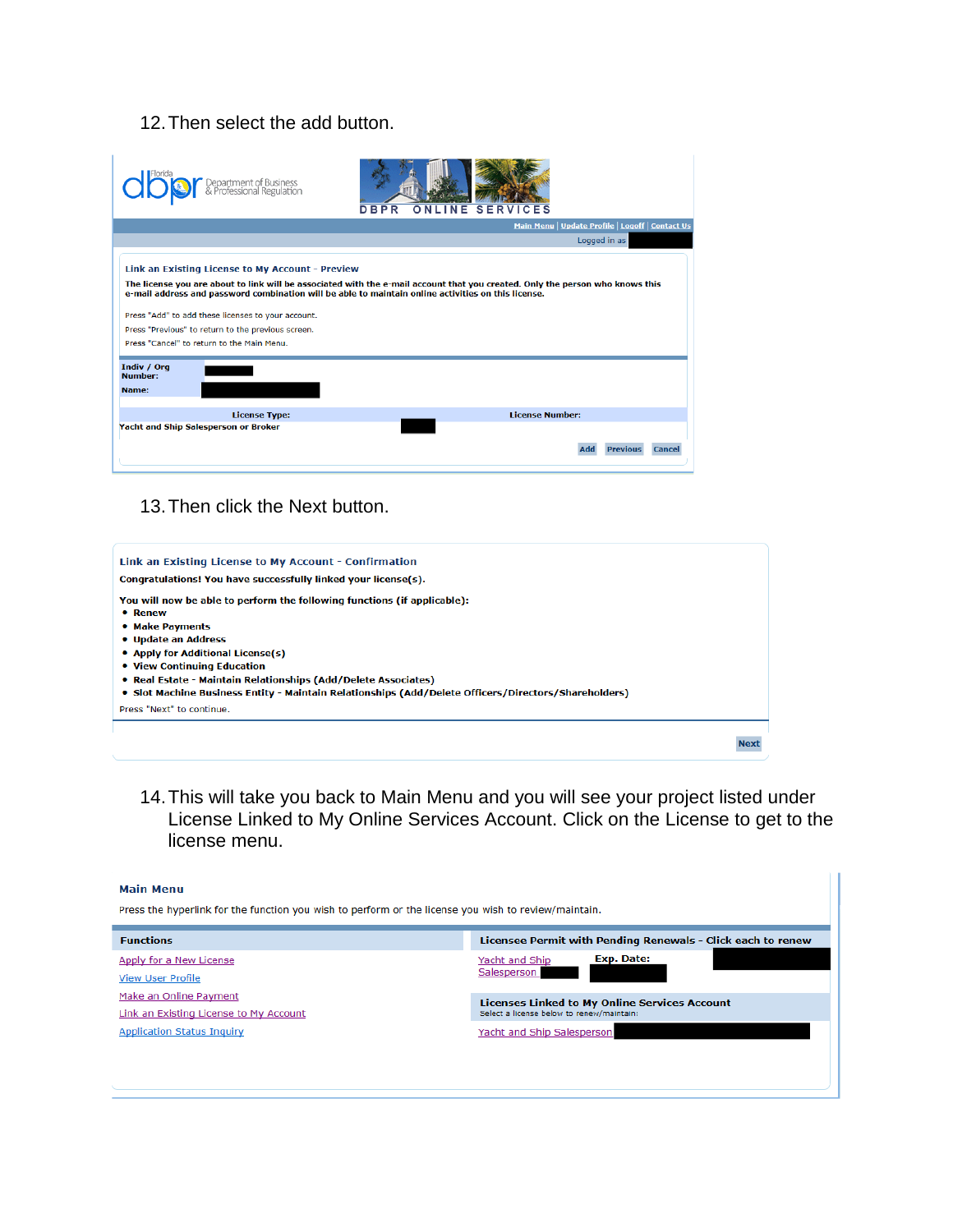12. Then select the add button.

DBPR ONLINE SERVICES

Main Menu | Update Profile | Logoff | Contact Us

Logged in as

**Link an Existing License to My Account - Preview**

**The license you are about to link will be associated with the e-mail account that you created. Only the person who knows this e-mail address and password combination will be able to maintain online activities on this license.**

Press "Add" to add these licenses to your account.

Press "Previous" to return to the previous screen.

Press "Cancel" to return to the Main Menu.

**Indiv / Org Number:**

**Name:**

| License Type: | License Number: |
|---|---|
| Yacht and Ship Salesperson or Broker | |

Add | Previous | Cancel

13. Then click the Next button.

**Link an Existing License to My Account - Confirmation**

**Congratulations! You have successfully linked your license(s).**

**You will now be able to perform the following functions (if applicable):**

- **Renew**
- **Make Payments**
- **Update an Address**
- **Apply for Additional License(s)**
- **View Continuing Education**
- **Real Estate - Maintain Relationships (Add/Delete Associates)**
- **Slot Machine Business Entity - Maintain Relationships (Add/Delete Officers/Directors/Shareholders)**

Press "Next" to continue.

Next

14. This will take you back to Main Menu and you will see your project listed under License Linked to My Online Services Account. Click on the License to get to the license menu.

**Main Menu**

Press the hyperlink for the function you wish to perform or the license you wish to review/maintain.

**Functions**

- Apply for a New License
- View User Profile
- Make an Online Payment
- Link an Existing License to My Account
- Application Status Inquiry

**Licensee Permit with Pending Renewals - Click each to renew**

Yacht and Ship Salesperson **Exp. Date:**

**Licenses Linked to My Online Services Account**

Select a license below to renew/maintain:

Yacht and Ship Salesperson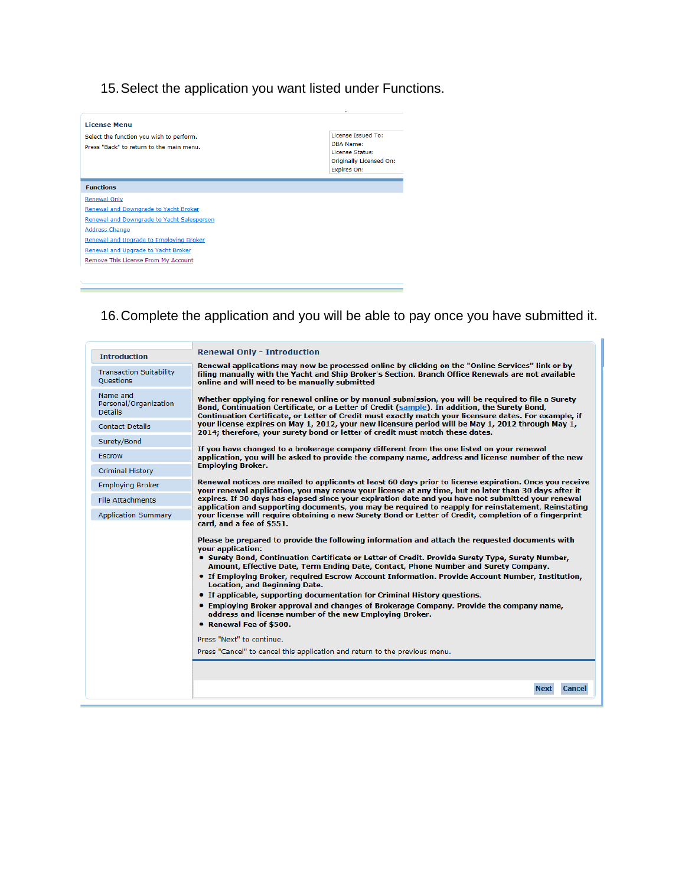15. Select the application you want listed under Functions.

**License Menu**

Select the function you wish to perform.

Press "Back" to return to the main menu.

License Issued To:
DBA Name:
License Status:
Originally Licensed On:
Expires On:

**Functions**

- Renewal Only
- Renewal and Downgrade to Yacht Broker
- Renewal and Downgrade to Yacht Salesperson
- Address Change
- Renewal and Upgrade to Employing Broker
- Renewal and Upgrade to Yacht Broker
- Remove This License From My Account

16. Complete the application and you will be able to pay once you have submitted it.

- Introduction
- Transaction Suitability Questions
- Name and Personal/Organization Details
- Contact Details
- Surety/Bond
- Escrow
- Criminal History
- Employing Broker
- File Attachments
- Application Summary

**Renewal Only - Introduction**

**Renewal applications may now be processed online by clicking on the "Online Services" link or by filing manually with the Yacht and Ship Broker's Section. Branch Office Renewals are not available online and will need to be manually submitted**

**Whether applying for renewal online or by manual submission, you will be required to file a Surety Bond, Continuation Certificate, or a Letter of Credit (sample). In addition, the Surety Bond, Continuation Certificate, or Letter of Credit must exactly match your licensure dates. For example, if your license expires on May 1, 2012, your new licensure period will be May 1, 2012 through May 1, 2014; therefore, your surety bond or letter of credit must match these dates.**

**If you have changed to a brokerage company different from the one listed on your renewal application, you will be asked to provide the company name, address and license number of the new Employing Broker.**

**Renewal notices are mailed to applicants at least 60 days prior to license expiration. Once you receive your renewal application, you may renew your license at any time, but no later than 30 days after it expires. If 30 days has elapsed since your expiration date and you have not submitted your renewal application and supporting documents, you may be required to reapply for reinstatement. Reinstating your license will require obtaining a new Surety Bond or Letter of Credit, completion of a fingerprint card, and a fee of $551.**

**Please be prepared to provide the following information and attach the requested documents with your application:**

- **Surety Bond, Continuation Certificate or Letter of Credit. Provide Surety Type, Surety Number, Amount, Effective Date, Term Ending Date, Contact, Phone Number and Surety Company.**
- **If Employing Broker, required Escrow Account Information. Provide Account Number, Institution, Location, and Beginning Date.**
- **If applicable, supporting documentation for Criminal History questions.**
- **Employing Broker approval and changes of Brokerage Company. Provide the company name, address and license number of the new Employing Broker.**
- **Renewal Fee of $500.**

Press "Next" to continue.

Press "Cancel" to cancel this application and return to the previous menu.

Next Cancel